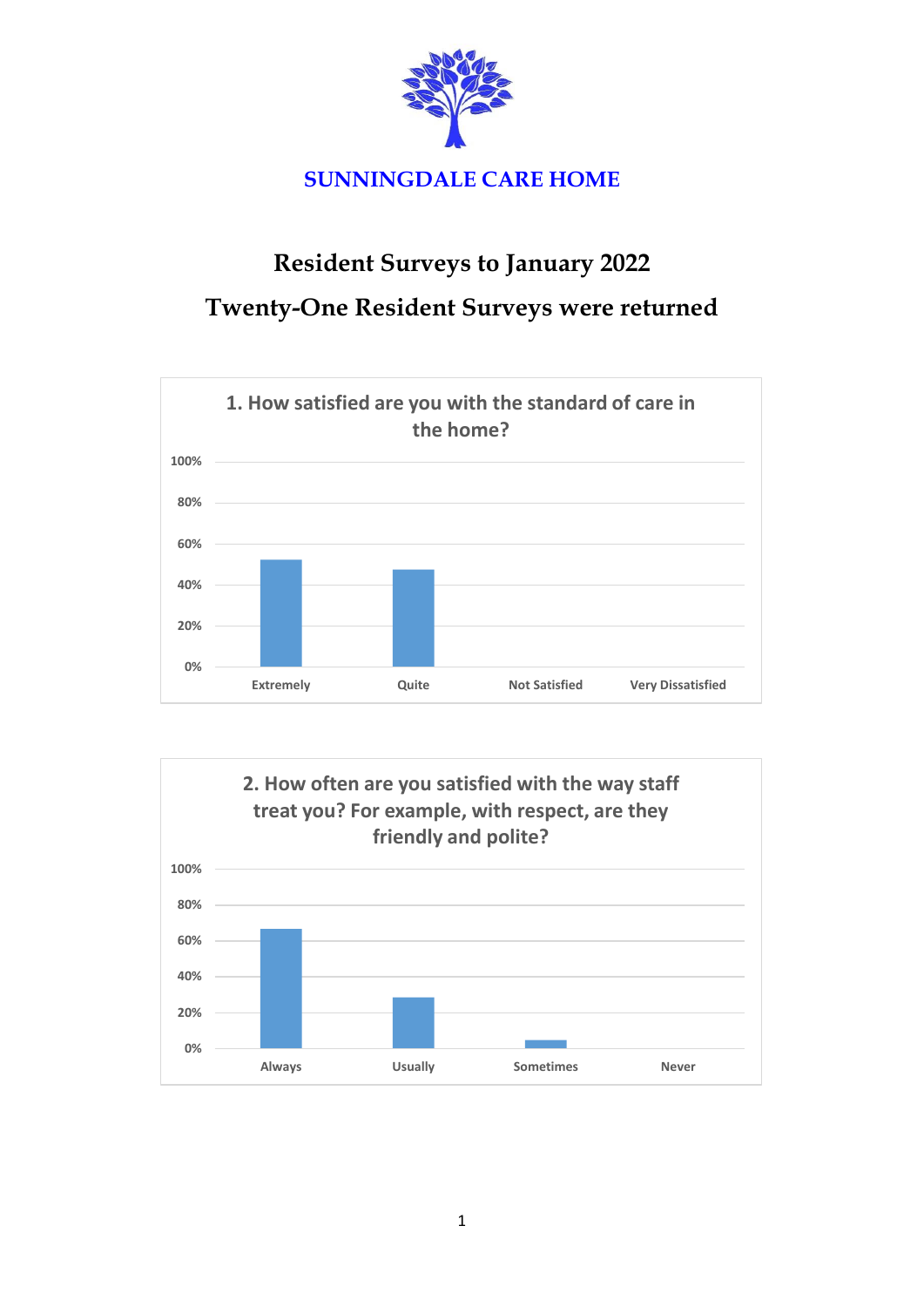**SUNNINGDALE CARE HOME**

# Resident Surveys to January 2022

## Twenty-One Resident Surveys were returned

1. How satisfied are you with the standard of care in the home?

100%
80%
60%
40%
20%
0%

Extremely
Quite
Not Satisfied
Very Dissatisfied

2. How often are you satisfied with the way staff treat you? For example, with respect, are they friendly and polite?

100%
80%
60%
40%
20%
0%

Always
Usually
Sometimes
Never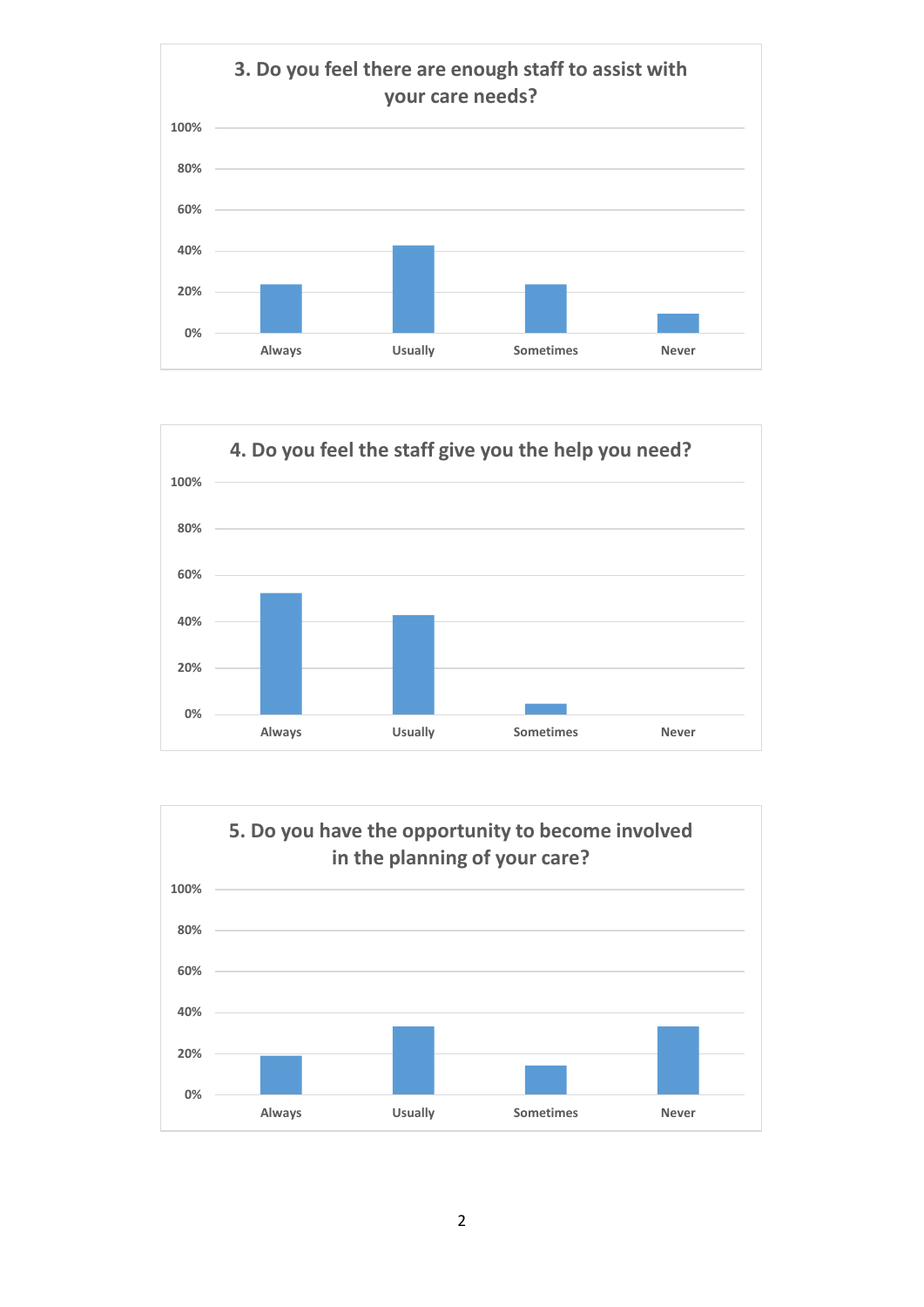3. Do you feel there are enough staff to assist with your care needs?

100%
80%
60%
40%
20%
0%

Always
Usually
Sometimes
Never

4. Do you feel the staff give you the help you need?

100%
80%
60%
40%
20%
0%

Always
Usually
Sometimes
Never

5. Do you have the opportunity to become involved in the planning of your care?

100%
80%
60%
40%
20%
0%

Always
Usually
Sometimes
Never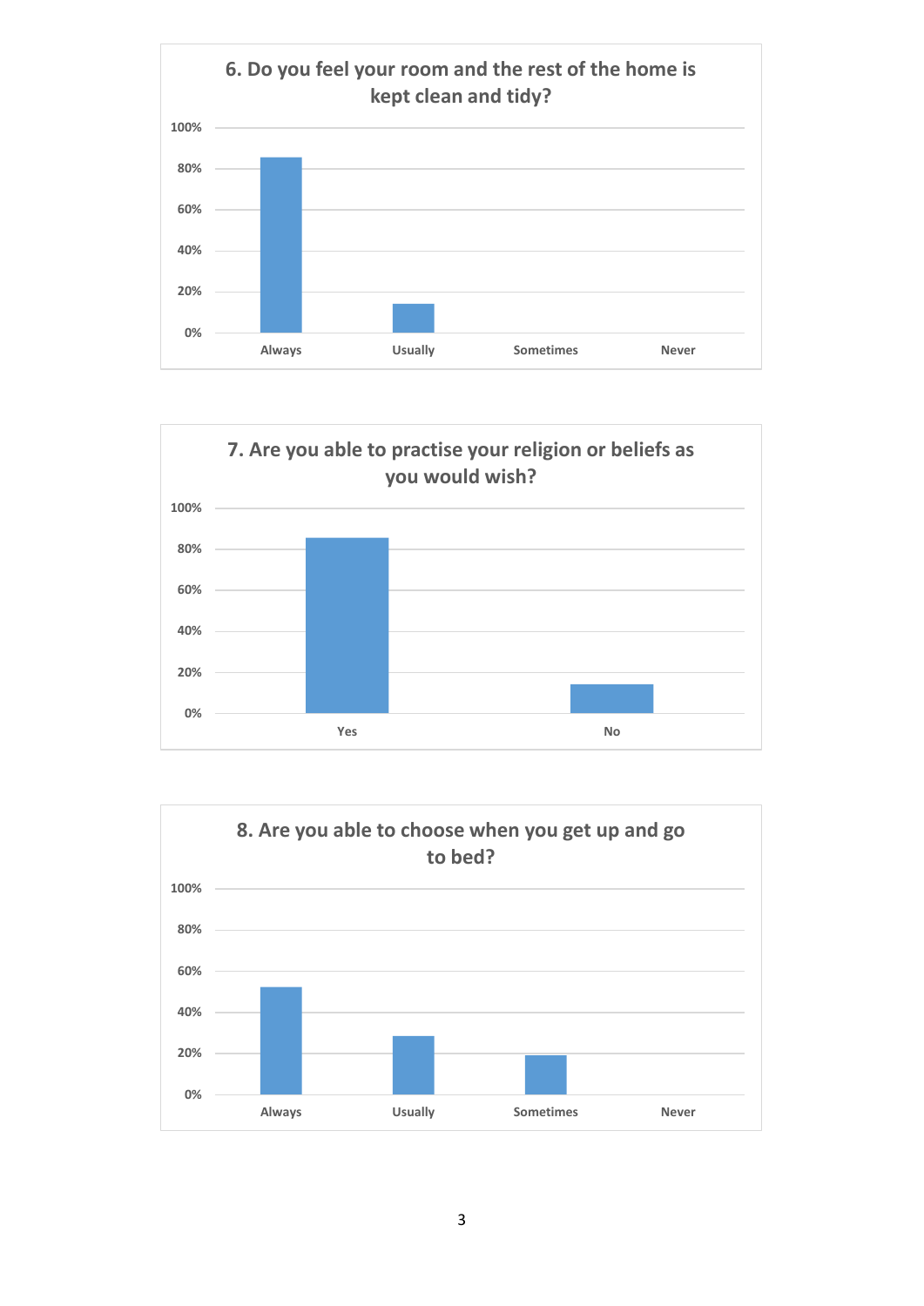6. Do you feel your room and the rest of the home is kept clean and tidy?

100%
80%
60%
40%
20%
0%

Always
Usually
Sometimes
Never

7. Are you able to practise your religion or beliefs as you would wish?

100%
80%
60%
40%
20%
0%

Yes
No

8. Are you able to choose when you get up and go to bed?

100%
80%
60%
40%
20%
0%

Always
Usually
Sometimes
Never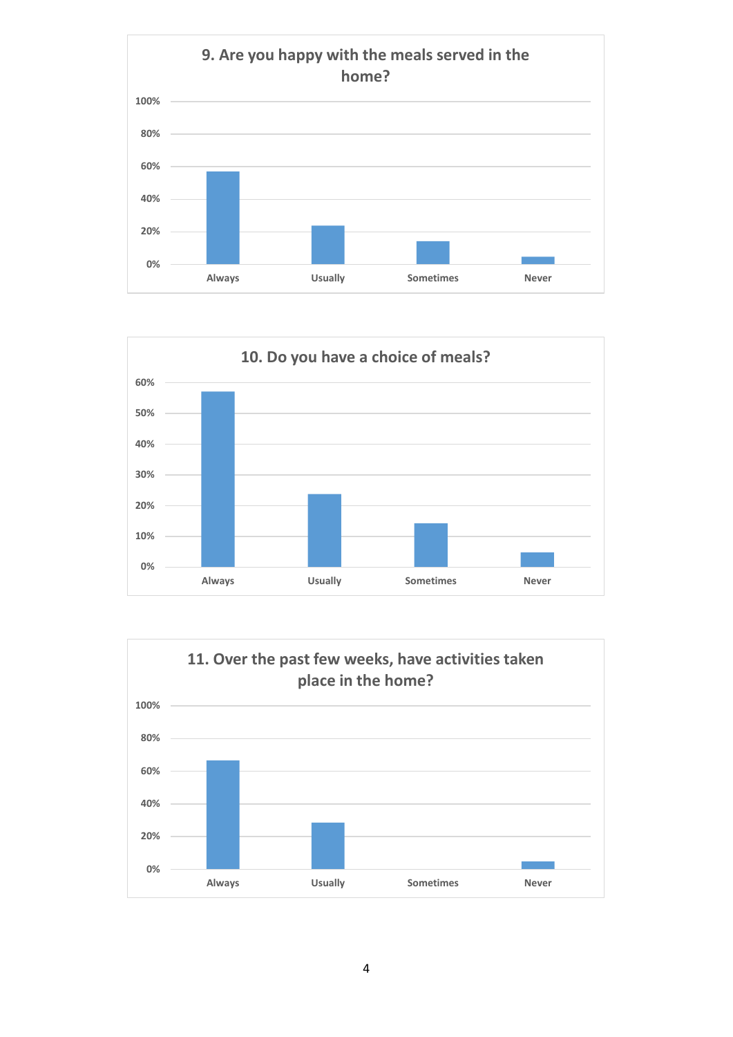9. Are you happy with the meals served in the home?

100%
80%
60%
40%
20%
0%

Always
Usually
Sometimes
Never

10. Do you have a choice of meals?

60%
50%
40%
30%
20%
10%
0%

Always
Usually
Sometimes
Never

11. Over the past few weeks, have activities taken place in the home?

100%
80%
60%
40%
20%
0%

Always
Usually
Sometimes
Never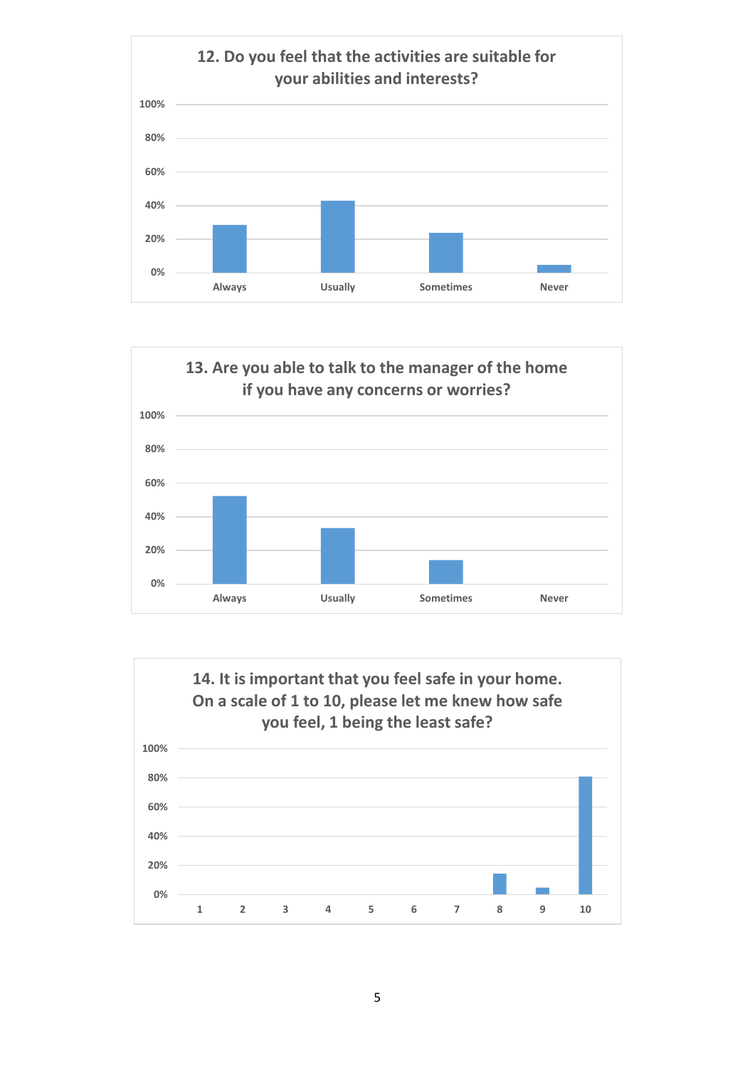**12. Do you feel that the activities are suitable for your abilities and interests?**

100%
80%
60%
40%
20%
0%

Always
Usually
Sometimes
Never

**13. Are you able to talk to the manager of the home if you have any concerns or worries?**

100%
80%
60%
40%
20%
0%

Always
Usually
Sometimes
Never

**14. It is important that you feel safe in your home. On a scale of 1 to 10, please let me knew how safe you feel, 1 being the least safe?**

100%
80%
60%
40%
20%
0%

1
2
3
4
5
6
7
8
9
10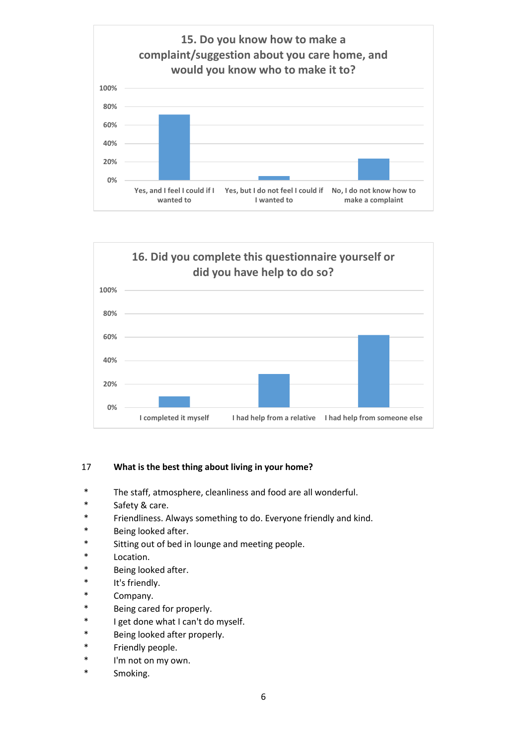15. Do you know how to make a complaint/suggestion about you care home, and would you know who to make it to?

100%
80%
60%
40%
20%
0%

Yes, and I feel I could if I wanted to
Yes, but I do not feel I could if I wanted to
No, I do not know how to make a complaint

16. Did you complete this questionnaire yourself or did you have help to do so?

100%
80%
60%
40%
20%
0%

I completed it myself
I had help from a relative
I had help from someone else

17 **What is the best thing about living in your home?**

- The staff, atmosphere, cleanliness and food are all wonderful.
- Safety & care.
- Friendliness. Always something to do. Everyone friendly and kind.
- Being looked after.
- Sitting out of bed in lounge and meeting people.
- Location.
- Being looked after.
- It's friendly.
- Company.
- Being cared for properly.
- I get done what I can't do myself.
- Being looked after properly.
- Friendly people.
- I'm not on my own.
- Smoking.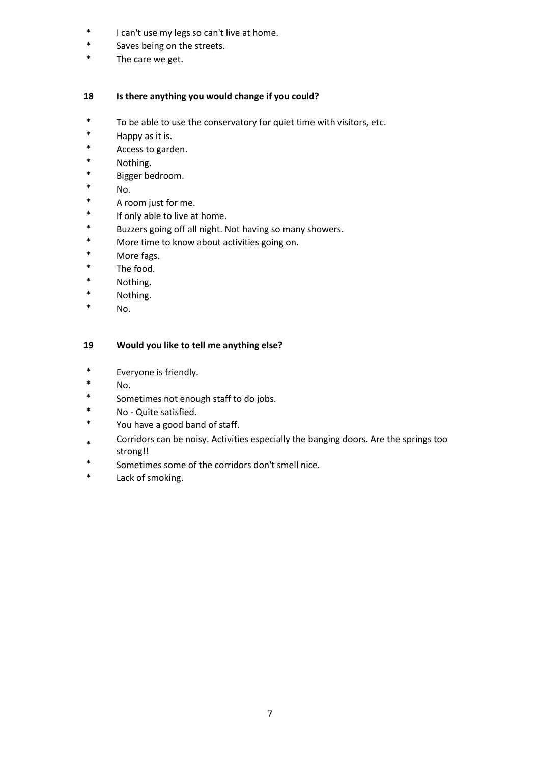* I can't use my legs so can't live at home.
* Saves being on the streets.
* The care we get.

**18 Is there anything you would change if you could?**

* To be able to use the conservatory for quiet time with visitors, etc.
* Happy as it is.
* Access to garden.
* Nothing.
* Bigger bedroom.
* No.
* A room just for me.
* If only able to live at home.
* Buzzers going off all night. Not having so many showers.
* More time to know about activities going on.
* More fags.
* The food.
* Nothing.
* Nothing.
* No.

**19 Would you like to tell me anything else?**

* Everyone is friendly.
* No.
* Sometimes not enough staff to do jobs.
* No - Quite satisfied.
* You have a good band of staff.
* Corridors can be noisy. Activities especially the banging doors. Are the springs too strong!!
* Sometimes some of the corridors don't smell nice.
* Lack of smoking.